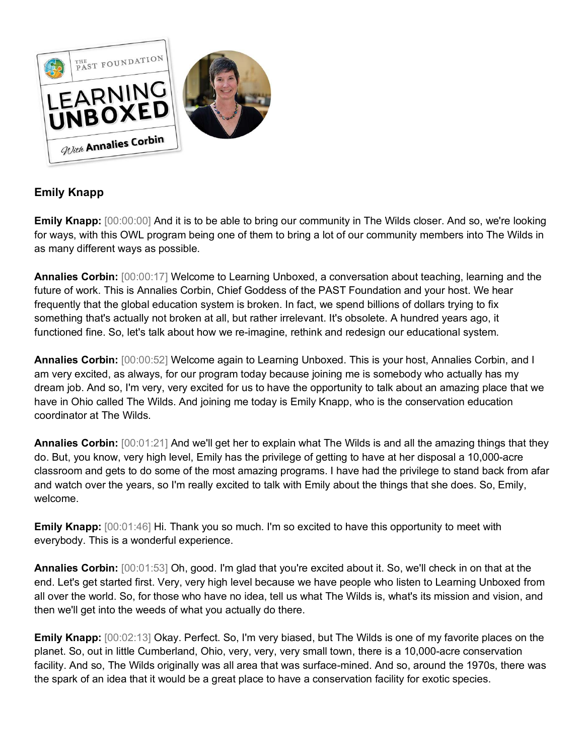## Emily Knapp

**Emily Knapp:** [00:00:00] And it is to be able to bring our community in The Wilds closer. And so, we're looking for ways, with this OWL program being one of them to bring a lot of our community members into The Wilds in as many different ways as possible.

**Annalies Corbin:** [00:00:17] Welcome to Learning Unboxed, a conversation about teaching, learning and the future of work. This is Annalies Corbin, Chief Goddess of the PAST Foundation and your host. We hear frequently that the global education system is broken. In fact, we spend billions of dollars trying to fix something that's actually not broken at all, but rather irrelevant. It's obsolete. A hundred years ago, it functioned fine. So, let's talk about how we re-imagine, rethink and redesign our educational system.

**Annalies Corbin:** [00:00:52] Welcome again to Learning Unboxed. This is your host, Annalies Corbin, and I am very excited, as always, for our program today because joining me is somebody who actually has my dream job. And so, I'm very, very excited for us to have the opportunity to talk about an amazing place that we have in Ohio called The Wilds. And joining me today is Emily Knapp, who is the conservation education coordinator at The Wilds.

**Annalies Corbin:** [00:01:21] And we'll get her to explain what The Wilds is and all the amazing things that they do. But, you know, very high level, Emily has the privilege of getting to have at her disposal a 10,000-acre classroom and gets to do some of the most amazing programs. I have had the privilege to stand back from afar and watch over the years, so I'm really excited to talk with Emily about the things that she does. So, Emily, welcome.

**Emily Knapp:** [00:01:46] Hi. Thank you so much. I'm so excited to have this opportunity to meet with everybody. This is a wonderful experience.

**Annalies Corbin:** [00:01:53] Oh, good. I'm glad that you're excited about it. So, we'll check in on that at the end. Let's get started first. Very, very high level because we have people who listen to Learning Unboxed from all over the world. So, for those who have no idea, tell us what The Wilds is, what's its mission and vision, and then we'll get into the weeds of what you actually do there.

**Emily Knapp:** [00:02:13] Okay. Perfect. So, I'm very biased, but The Wilds is one of my favorite places on the planet. So, out in little Cumberland, Ohio, very, very, very small town, there is a 10,000-acre conservation facility. And so, The Wilds originally was all area that was surface-mined. And so, around the 1970s, there was the spark of an idea that it would be a great place to have a conservation facility for exotic species.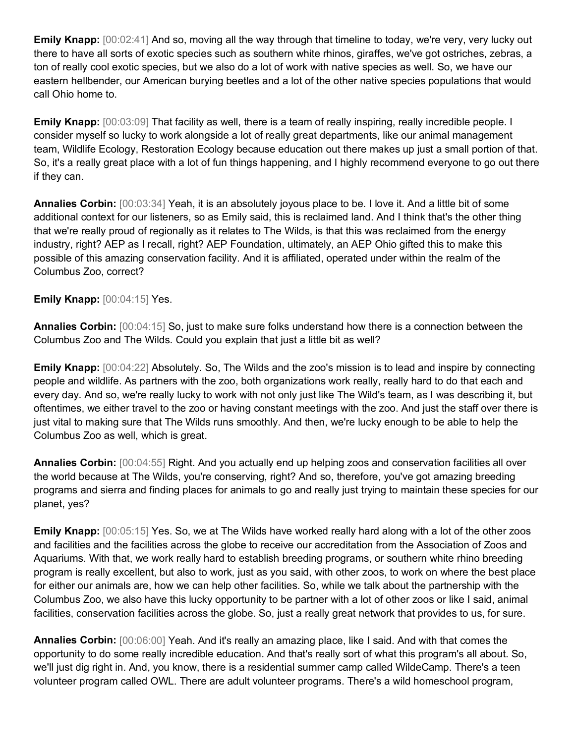**Emily Knapp:** [00:02:41] And so, moving all the way through that timeline to today, we're very, very lucky out there to have all sorts of exotic species such as southern white rhinos, giraffes, we've got ostriches, zebras, a ton of really cool exotic species, but we also do a lot of work with native species as well. So, we have our eastern hellbender, our American burying beetles and a lot of the other native species populations that would call Ohio home to.

**Emily Knapp:** [00:03:09] That facility as well, there is a team of really inspiring, really incredible people. I consider myself so lucky to work alongside a lot of really great departments, like our animal management team, Wildlife Ecology, Restoration Ecology because education out there makes up just a small portion of that. So, it's a really great place with a lot of fun things happening, and I highly recommend everyone to go out there if they can.

**Annalies Corbin:** [00:03:34] Yeah, it is an absolutely joyous place to be. I love it. And a little bit of some additional context for our listeners, so as Emily said, this is reclaimed land. And I think that's the other thing that we're really proud of regionally as it relates to The Wilds, is that this was reclaimed from the energy industry, right? AEP as I recall, right? AEP Foundation, ultimately, an AEP Ohio gifted this to make this possible of this amazing conservation facility. And it is affiliated, operated under within the realm of the Columbus Zoo, correct?

**Emily Knapp:** [00:04:15] Yes.

**Annalies Corbin:** [00:04:15] So, just to make sure folks understand how there is a connection between the Columbus Zoo and The Wilds. Could you explain that just a little bit as well?

**Emily Knapp:** [00:04:22] Absolutely. So, The Wilds and the zoo's mission is to lead and inspire by connecting people and wildlife. As partners with the zoo, both organizations work really, really hard to do that each and every day. And so, we're really lucky to work with not only just like The Wild's team, as I was describing it, but oftentimes, we either travel to the zoo or having constant meetings with the zoo. And just the staff over there is just vital to making sure that The Wilds runs smoothly. And then, we're lucky enough to be able to help the Columbus Zoo as well, which is great.

**Annalies Corbin:** [00:04:55] Right. And you actually end up helping zoos and conservation facilities all over the world because at The Wilds, you're conserving, right? And so, therefore, you've got amazing breeding programs and sierra and finding places for animals to go and really just trying to maintain these species for our planet, yes?

**Emily Knapp:** [00:05:15] Yes. So, we at The Wilds have worked really hard along with a lot of the other zoos and facilities and the facilities across the globe to receive our accreditation from the Association of Zoos and Aquariums. With that, we work really hard to establish breeding programs, or southern white rhino breeding program is really excellent, but also to work, just as you said, with other zoos, to work on where the best place for either our animals are, how we can help other facilities. So, while we talk about the partnership with the Columbus Zoo, we also have this lucky opportunity to be partner with a lot of other zoos or like I said, animal facilities, conservation facilities across the globe. So, just a really great network that provides to us, for sure.

**Annalies Corbin:** [00:06:00] Yeah. And it's really an amazing place, like I said. And with that comes the opportunity to do some really incredible education. And that's really sort of what this program's all about. So, we'll just dig right in. And, you know, there is a residential summer camp called WildeCamp. There's a teen volunteer program called OWL. There are adult volunteer programs. There's a wild homeschool program,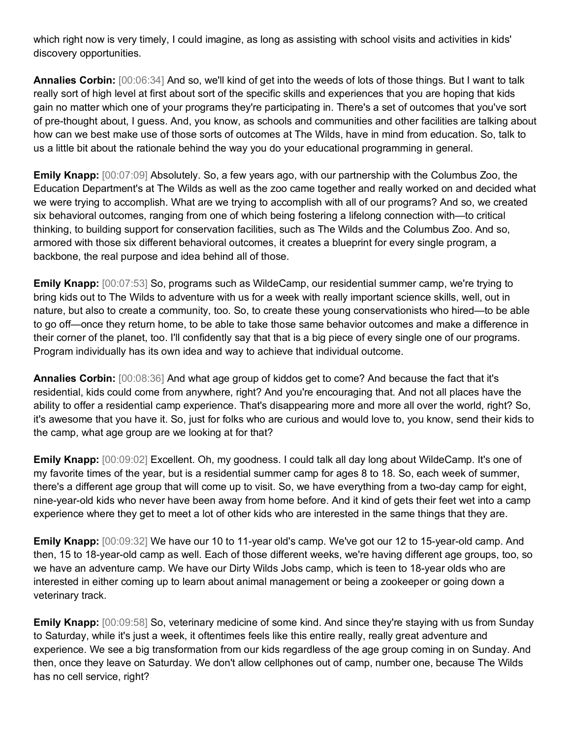which right now is very timely, I could imagine, as long as assisting with school visits and activities in kids' discovery opportunities.

**Annalies Corbin:** [00:06:34] And so, we'll kind of get into the weeds of lots of those things. But I want to talk really sort of high level at first about sort of the specific skills and experiences that you are hoping that kids gain no matter which one of your programs they're participating in. There's a set of outcomes that you've sort of pre-thought about, I guess. And, you know, as schools and communities and other facilities are talking about how can we best make use of those sorts of outcomes at The Wilds, have in mind from education. So, talk to us a little bit about the rationale behind the way you do your educational programming in general.

**Emily Knapp:** [00:07:09] Absolutely. So, a few years ago, with our partnership with the Columbus Zoo, the Education Department's at The Wilds as well as the zoo came together and really worked on and decided what we were trying to accomplish. What are we trying to accomplish with all of our programs? And so, we created six behavioral outcomes, ranging from one of which being fostering a lifelong connection with—to critical thinking, to building support for conservation facilities, such as The Wilds and the Columbus Zoo. And so, armored with those six different behavioral outcomes, it creates a blueprint for every single program, a backbone, the real purpose and idea behind all of those.

**Emily Knapp:** [00:07:53] So, programs such as WildeCamp, our residential summer camp, we're trying to bring kids out to The Wilds to adventure with us for a week with really important science skills, well, out in nature, but also to create a community, too. So, to create these young conservationists who hired—to be able to go off—once they return home, to be able to take those same behavior outcomes and make a difference in their corner of the planet, too. I'll confidently say that that is a big piece of every single one of our programs. Program individually has its own idea and way to achieve that individual outcome.

**Annalies Corbin:** [00:08:36] And what age group of kiddos get to come? And because the fact that it's residential, kids could come from anywhere, right? And you're encouraging that. And not all places have the ability to offer a residential camp experience. That's disappearing more and more all over the world, right? So, it's awesome that you have it. So, just for folks who are curious and would love to, you know, send their kids to the camp, what age group are we looking at for that?

**Emily Knapp:** [00:09:02] Excellent. Oh, my goodness. I could talk all day long about WildeCamp. It's one of my favorite times of the year, but is a residential summer camp for ages 8 to 18. So, each week of summer, there's a different age group that will come up to visit. So, we have everything from a two-day camp for eight, nine-year-old kids who never have been away from home before. And it kind of gets their feet wet into a camp experience where they get to meet a lot of other kids who are interested in the same things that they are.

**Emily Knapp:** [00:09:32] We have our 10 to 11-year old's camp. We've got our 12 to 15-year-old camp. And then, 15 to 18-year-old camp as well. Each of those different weeks, we're having different age groups, too, so we have an adventure camp. We have our Dirty Wilds Jobs camp, which is teen to 18-year olds who are interested in either coming up to learn about animal management or being a zookeeper or going down a veterinary track.

**Emily Knapp:** [00:09:58] So, veterinary medicine of some kind. And since they're staying with us from Sunday to Saturday, while it's just a week, it oftentimes feels like this entire really, really great adventure and experience. We see a big transformation from our kids regardless of the age group coming in on Sunday. And then, once they leave on Saturday. We don't allow cellphones out of camp, number one, because The Wilds has no cell service, right?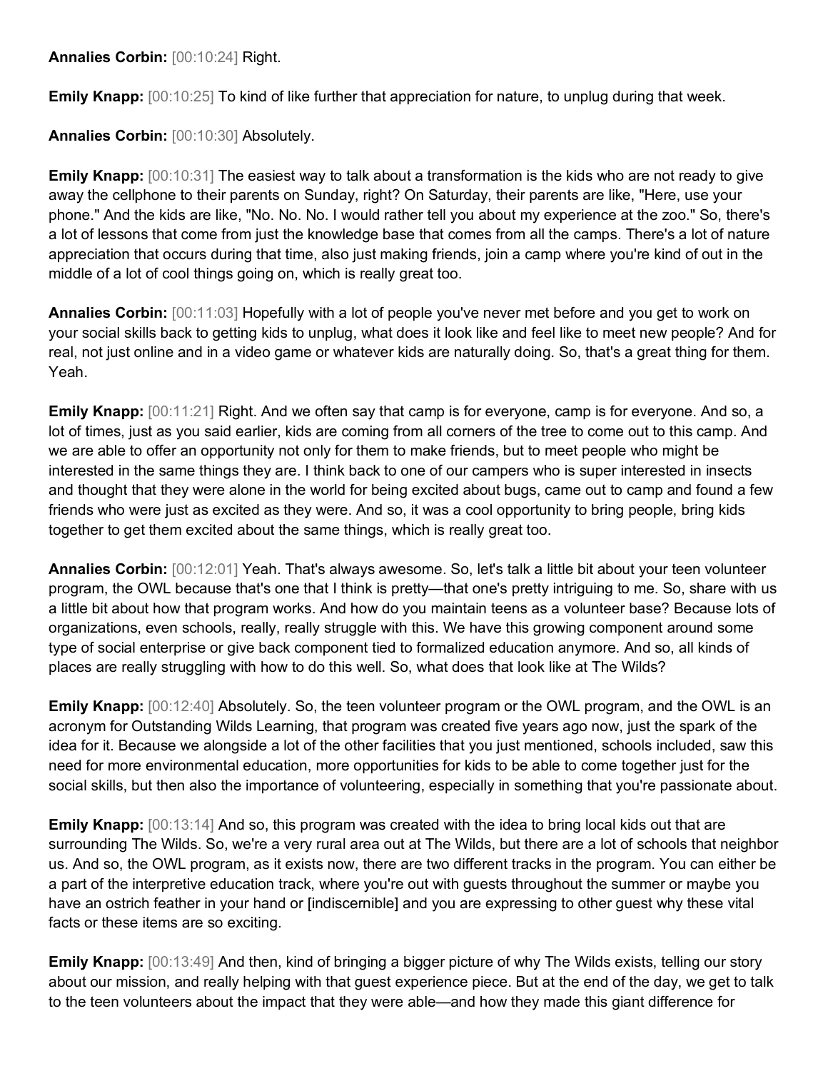**Annalies Corbin:** [00:10:24] Right.

**Emily Knapp:** [00:10:25] To kind of like further that appreciation for nature, to unplug during that week.

**Annalies Corbin:** [00:10:30] Absolutely.

**Emily Knapp:** [00:10:31] The easiest way to talk about a transformation is the kids who are not ready to give away the cellphone to their parents on Sunday, right? On Saturday, their parents are like, "Here, use your phone." And the kids are like, "No. No. No. I would rather tell you about my experience at the zoo." So, there's a lot of lessons that come from just the knowledge base that comes from all the camps. There's a lot of nature appreciation that occurs during that time, also just making friends, join a camp where you're kind of out in the middle of a lot of cool things going on, which is really great too.

**Annalies Corbin:** [00:11:03] Hopefully with a lot of people you've never met before and you get to work on your social skills back to getting kids to unplug, what does it look like and feel like to meet new people? And for real, not just online and in a video game or whatever kids are naturally doing. So, that's a great thing for them. Yeah.

**Emily Knapp:** [00:11:21] Right. And we often say that camp is for everyone, camp is for everyone. And so, a lot of times, just as you said earlier, kids are coming from all corners of the tree to come out to this camp. And we are able to offer an opportunity not only for them to make friends, but to meet people who might be interested in the same things they are. I think back to one of our campers who is super interested in insects and thought that they were alone in the world for being excited about bugs, came out to camp and found a few friends who were just as excited as they were. And so, it was a cool opportunity to bring people, bring kids together to get them excited about the same things, which is really great too.

**Annalies Corbin:** [00:12:01] Yeah. That's always awesome. So, let's talk a little bit about your teen volunteer program, the OWL because that's one that I think is pretty—that one's pretty intriguing to me. So, share with us a little bit about how that program works. And how do you maintain teens as a volunteer base? Because lots of organizations, even schools, really, really struggle with this. We have this growing component around some type of social enterprise or give back component tied to formalized education anymore. And so, all kinds of places are really struggling with how to do this well. So, what does that look like at The Wilds?

**Emily Knapp:** [00:12:40] Absolutely. So, the teen volunteer program or the OWL program, and the OWL is an acronym for Outstanding Wilds Learning, that program was created five years ago now, just the spark of the idea for it. Because we alongside a lot of the other facilities that you just mentioned, schools included, saw this need for more environmental education, more opportunities for kids to be able to come together just for the social skills, but then also the importance of volunteering, especially in something that you're passionate about.

**Emily Knapp:** [00:13:14] And so, this program was created with the idea to bring local kids out that are surrounding The Wilds. So, we're a very rural area out at The Wilds, but there are a lot of schools that neighbor us. And so, the OWL program, as it exists now, there are two different tracks in the program. You can either be a part of the interpretive education track, where you're out with guests throughout the summer or maybe you have an ostrich feather in your hand or [indiscernible] and you are expressing to other guest why these vital facts or these items are so exciting.

**Emily Knapp:** [00:13:49] And then, kind of bringing a bigger picture of why The Wilds exists, telling our story about our mission, and really helping with that guest experience piece. But at the end of the day, we get to talk to the teen volunteers about the impact that they were able—and how they made this giant difference for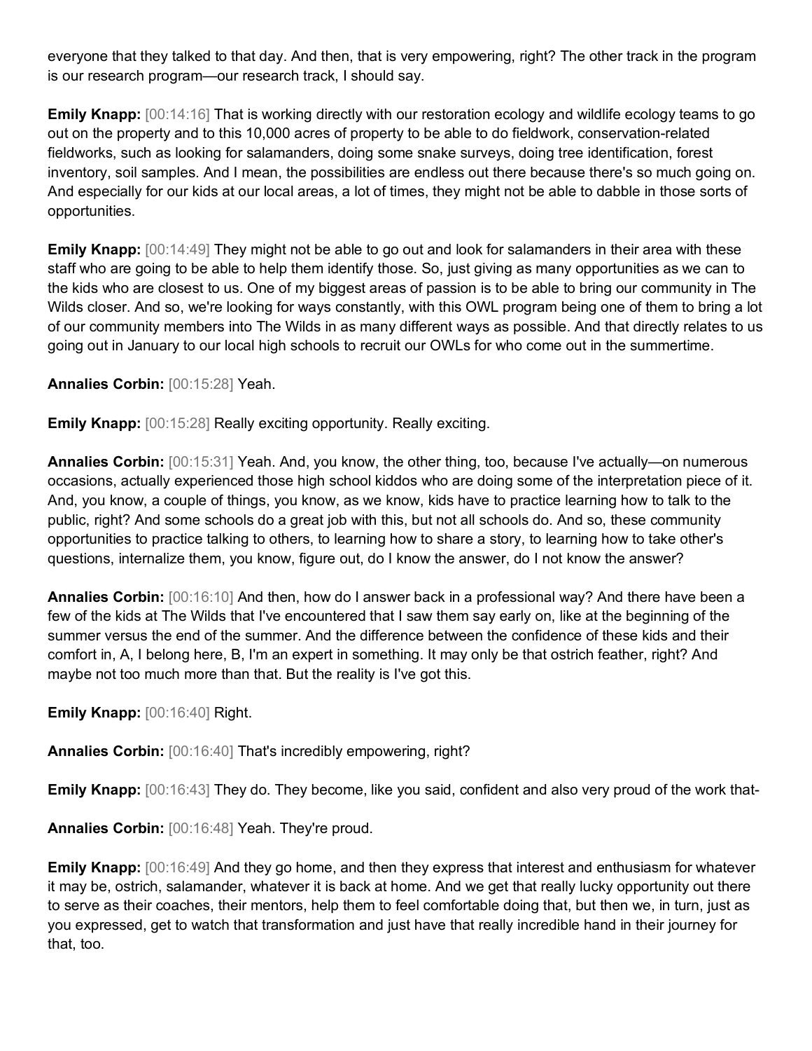everyone that they talked to that day. And then, that is very empowering, right? The other track in the program is our research program—our research track, I should say.

**Emily Knapp:** [00:14:16] That is working directly with our restoration ecology and wildlife ecology teams to go out on the property and to this 10,000 acres of property to be able to do fieldwork, conservation-related fieldworks, such as looking for salamanders, doing some snake surveys, doing tree identification, forest inventory, soil samples. And I mean, the possibilities are endless out there because there's so much going on. And especially for our kids at our local areas, a lot of times, they might not be able to dabble in those sorts of opportunities.

**Emily Knapp:** [00:14:49] They might not be able to go out and look for salamanders in their area with these staff who are going to be able to help them identify those. So, just giving as many opportunities as we can to the kids who are closest to us. One of my biggest areas of passion is to be able to bring our community in The Wilds closer. And so, we're looking for ways constantly, with this OWL program being one of them to bring a lot of our community members into The Wilds in as many different ways as possible. And that directly relates to us going out in January to our local high schools to recruit our OWLs for who come out in the summertime.

**Annalies Corbin:** [00:15:28] Yeah.

**Emily Knapp:** [00:15:28] Really exciting opportunity. Really exciting.

**Annalies Corbin:** [00:15:31] Yeah. And, you know, the other thing, too, because I've actually—on numerous occasions, actually experienced those high school kiddos who are doing some of the interpretation piece of it. And, you know, a couple of things, you know, as we know, kids have to practice learning how to talk to the public, right? And some schools do a great job with this, but not all schools do. And so, these community opportunities to practice talking to others, to learning how to share a story, to learning how to take other's questions, internalize them, you know, figure out, do I know the answer, do I not know the answer?

**Annalies Corbin:** [00:16:10] And then, how do I answer back in a professional way? And there have been a few of the kids at The Wilds that I've encountered that I saw them say early on, like at the beginning of the summer versus the end of the summer. And the difference between the confidence of these kids and their comfort in, A, I belong here, B, I'm an expert in something. It may only be that ostrich feather, right? And maybe not too much more than that. But the reality is I've got this.

**Emily Knapp:** [00:16:40] Right.

**Annalies Corbin:** [00:16:40] That's incredibly empowering, right?

**Emily Knapp:** [00:16:43] They do. They become, like you said, confident and also very proud of the work that-

**Annalies Corbin:** [00:16:48] Yeah. They're proud.

**Emily Knapp:** [00:16:49] And they go home, and then they express that interest and enthusiasm for whatever it may be, ostrich, salamander, whatever it is back at home. And we get that really lucky opportunity out there to serve as their coaches, their mentors, help them to feel comfortable doing that, but then we, in turn, just as you expressed, get to watch that transformation and just have that really incredible hand in their journey for that, too.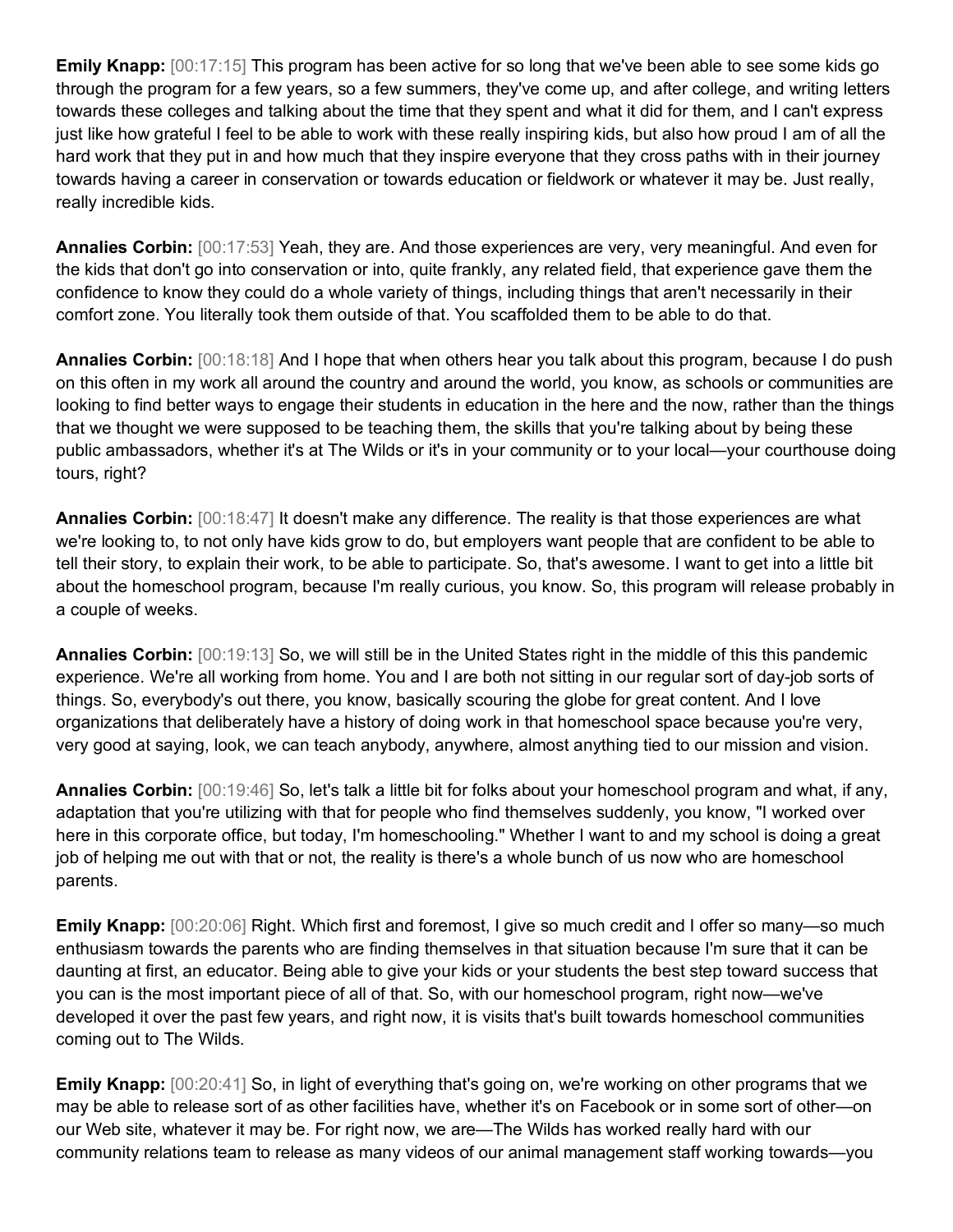**Emily Knapp:** [00:17:15] This program has been active for so long that we've been able to see some kids go through the program for a few years, so a few summers, they've come up, and after college, and writing letters towards these colleges and talking about the time that they spent and what it did for them, and I can't express just like how grateful I feel to be able to work with these really inspiring kids, but also how proud I am of all the hard work that they put in and how much that they inspire everyone that they cross paths with in their journey towards having a career in conservation or towards education or fieldwork or whatever it may be. Just really, really incredible kids.

**Annalies Corbin:** [00:17:53] Yeah, they are. And those experiences are very, very meaningful. And even for the kids that don't go into conservation or into, quite frankly, any related field, that experience gave them the confidence to know they could do a whole variety of things, including things that aren't necessarily in their comfort zone. You literally took them outside of that. You scaffolded them to be able to do that.

**Annalies Corbin:** [00:18:18] And I hope that when others hear you talk about this program, because I do push on this often in my work all around the country and around the world, you know, as schools or communities are looking to find better ways to engage their students in education in the here and the now, rather than the things that we thought we were supposed to be teaching them, the skills that you're talking about by being these public ambassadors, whether it's at The Wilds or it's in your community or to your local—your courthouse doing tours, right?

**Annalies Corbin:** [00:18:47] It doesn't make any difference. The reality is that those experiences are what we're looking to, to not only have kids grow to do, but employers want people that are confident to be able to tell their story, to explain their work, to be able to participate. So, that's awesome. I want to get into a little bit about the homeschool program, because I'm really curious, you know. So, this program will release probably in a couple of weeks.

**Annalies Corbin:** [00:19:13] So, we will still be in the United States right in the middle of this this pandemic experience. We're all working from home. You and I are both not sitting in our regular sort of day-job sorts of things. So, everybody's out there, you know, basically scouring the globe for great content. And I love organizations that deliberately have a history of doing work in that homeschool space because you're very, very good at saying, look, we can teach anybody, anywhere, almost anything tied to our mission and vision.

**Annalies Corbin:** [00:19:46] So, let's talk a little bit for folks about your homeschool program and what, if any, adaptation that you're utilizing with that for people who find themselves suddenly, you know, "I worked over here in this corporate office, but today, I'm homeschooling." Whether I want to and my school is doing a great job of helping me out with that or not, the reality is there's a whole bunch of us now who are homeschool parents.

**Emily Knapp:** [00:20:06] Right. Which first and foremost, I give so much credit and I offer so many—so much enthusiasm towards the parents who are finding themselves in that situation because I'm sure that it can be daunting at first, an educator. Being able to give your kids or your students the best step toward success that you can is the most important piece of all of that. So, with our homeschool program, right now—we've developed it over the past few years, and right now, it is visits that's built towards homeschool communities coming out to The Wilds.

**Emily Knapp:** [00:20:41] So, in light of everything that's going on, we're working on other programs that we may be able to release sort of as other facilities have, whether it's on Facebook or in some sort of other—on our Web site, whatever it may be. For right now, we are—The Wilds has worked really hard with our community relations team to release as many videos of our animal management staff working towards—you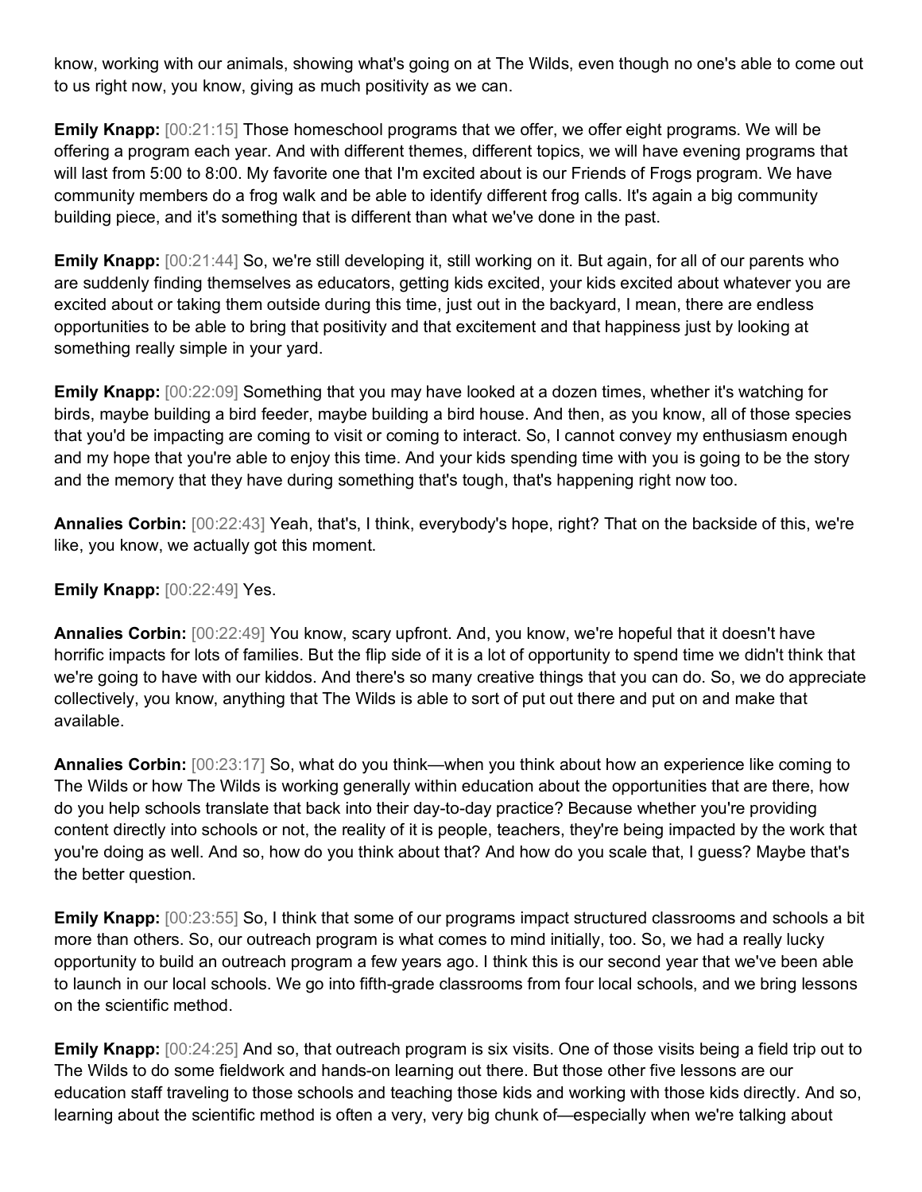know, working with our animals, showing what's going on at The Wilds, even though no one's able to come out to us right now, you know, giving as much positivity as we can.

**Emily Knapp:** [00:21:15] Those homeschool programs that we offer, we offer eight programs. We will be offering a program each year. And with different themes, different topics, we will have evening programs that will last from 5:00 to 8:00. My favorite one that I'm excited about is our Friends of Frogs program. We have community members do a frog walk and be able to identify different frog calls. It's again a big community building piece, and it's something that is different than what we've done in the past.

**Emily Knapp:** [00:21:44] So, we're still developing it, still working on it. But again, for all of our parents who are suddenly finding themselves as educators, getting kids excited, your kids excited about whatever you are excited about or taking them outside during this time, just out in the backyard, I mean, there are endless opportunities to be able to bring that positivity and that excitement and that happiness just by looking at something really simple in your yard.

**Emily Knapp:** [00:22:09] Something that you may have looked at a dozen times, whether it's watching for birds, maybe building a bird feeder, maybe building a bird house. And then, as you know, all of those species that you'd be impacting are coming to visit or coming to interact. So, I cannot convey my enthusiasm enough and my hope that you're able to enjoy this time. And your kids spending time with you is going to be the story and the memory that they have during something that's tough, that's happening right now too.

**Annalies Corbin:** [00:22:43] Yeah, that's, I think, everybody's hope, right? That on the backside of this, we're like, you know, we actually got this moment.

**Emily Knapp:** [00:22:49] Yes.

**Annalies Corbin:** [00:22:49] You know, scary upfront. And, you know, we're hopeful that it doesn't have horrific impacts for lots of families. But the flip side of it is a lot of opportunity to spend time we didn't think that we're going to have with our kiddos. And there's so many creative things that you can do. So, we do appreciate collectively, you know, anything that The Wilds is able to sort of put out there and put on and make that available.

**Annalies Corbin:** [00:23:17] So, what do you think—when you think about how an experience like coming to The Wilds or how The Wilds is working generally within education about the opportunities that are there, how do you help schools translate that back into their day-to-day practice? Because whether you're providing content directly into schools or not, the reality of it is people, teachers, they're being impacted by the work that you're doing as well. And so, how do you think about that? And how do you scale that, I guess? Maybe that's the better question.

**Emily Knapp:** [00:23:55] So, I think that some of our programs impact structured classrooms and schools a bit more than others. So, our outreach program is what comes to mind initially, too. So, we had a really lucky opportunity to build an outreach program a few years ago. I think this is our second year that we've been able to launch in our local schools. We go into fifth-grade classrooms from four local schools, and we bring lessons on the scientific method.

**Emily Knapp:** [00:24:25] And so, that outreach program is six visits. One of those visits being a field trip out to The Wilds to do some fieldwork and hands-on learning out there. But those other five lessons are our education staff traveling to those schools and teaching those kids and working with those kids directly. And so, learning about the scientific method is often a very, very big chunk of—especially when we're talking about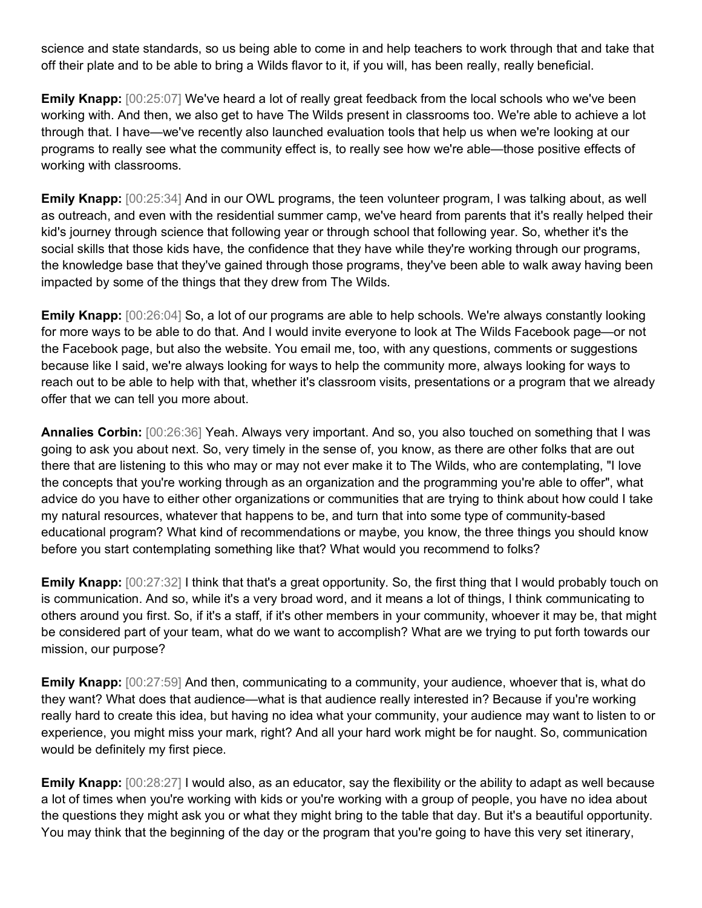science and state standards, so us being able to come in and help teachers to work through that and take that off their plate and to be able to bring a Wilds flavor to it, if you will, has been really, really beneficial.

**Emily Knapp:** [00:25:07] We've heard a lot of really great feedback from the local schools who we've been working with. And then, we also get to have The Wilds present in classrooms too. We're able to achieve a lot through that. I have—we've recently also launched evaluation tools that help us when we're looking at our programs to really see what the community effect is, to really see how we're able—those positive effects of working with classrooms.

**Emily Knapp:** [00:25:34] And in our OWL programs, the teen volunteer program, I was talking about, as well as outreach, and even with the residential summer camp, we've heard from parents that it's really helped their kid's journey through science that following year or through school that following year. So, whether it's the social skills that those kids have, the confidence that they have while they're working through our programs, the knowledge base that they've gained through those programs, they've been able to walk away having been impacted by some of the things that they drew from The Wilds.

**Emily Knapp:** [00:26:04] So, a lot of our programs are able to help schools. We're always constantly looking for more ways to be able to do that. And I would invite everyone to look at The Wilds Facebook page—or not the Facebook page, but also the website. You email me, too, with any questions, comments or suggestions because like I said, we're always looking for ways to help the community more, always looking for ways to reach out to be able to help with that, whether it's classroom visits, presentations or a program that we already offer that we can tell you more about.

**Annalies Corbin:** [00:26:36] Yeah. Always very important. And so, you also touched on something that I was going to ask you about next. So, very timely in the sense of, you know, as there are other folks that are out there that are listening to this who may or may not ever make it to The Wilds, who are contemplating, "I love the concepts that you're working through as an organization and the programming you're able to offer", what advice do you have to either other organizations or communities that are trying to think about how could I take my natural resources, whatever that happens to be, and turn that into some type of community-based educational program? What kind of recommendations or maybe, you know, the three things you should know before you start contemplating something like that? What would you recommend to folks?

**Emily Knapp:** [00:27:32] I think that that's a great opportunity. So, the first thing that I would probably touch on is communication. And so, while it's a very broad word, and it means a lot of things, I think communicating to others around you first. So, if it's a staff, if it's other members in your community, whoever it may be, that might be considered part of your team, what do we want to accomplish? What are we trying to put forth towards our mission, our purpose?

**Emily Knapp:** [00:27:59] And then, communicating to a community, your audience, whoever that is, what do they want? What does that audience—what is that audience really interested in? Because if you're working really hard to create this idea, but having no idea what your community, your audience may want to listen to or experience, you might miss your mark, right? And all your hard work might be for naught. So, communication would be definitely my first piece.

**Emily Knapp:** [00:28:27] I would also, as an educator, say the flexibility or the ability to adapt as well because a lot of times when you're working with kids or you're working with a group of people, you have no idea about the questions they might ask you or what they might bring to the table that day. But it's a beautiful opportunity. You may think that the beginning of the day or the program that you're going to have this very set itinerary,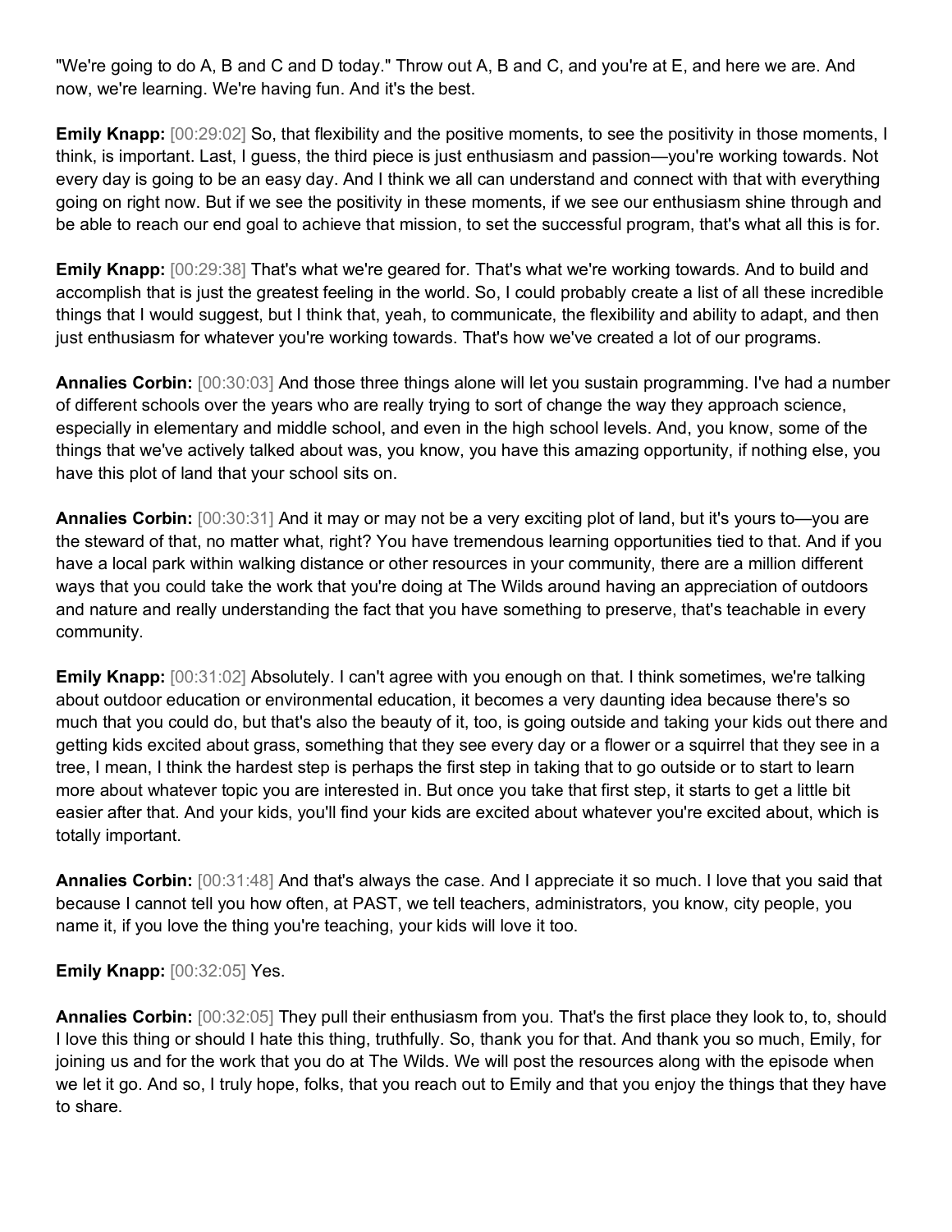"We're going to do A, B and C and D today." Throw out A, B and C, and you're at E, and here we are. And now, we're learning. We're having fun. And it's the best.

**Emily Knapp:** [00:29:02] So, that flexibility and the positive moments, to see the positivity in those moments, I think, is important. Last, I guess, the third piece is just enthusiasm and passion—you're working towards. Not every day is going to be an easy day. And I think we all can understand and connect with that with everything going on right now. But if we see the positivity in these moments, if we see our enthusiasm shine through and be able to reach our end goal to achieve that mission, to set the successful program, that's what all this is for.

**Emily Knapp:** [00:29:38] That's what we're geared for. That's what we're working towards. And to build and accomplish that is just the greatest feeling in the world. So, I could probably create a list of all these incredible things that I would suggest, but I think that, yeah, to communicate, the flexibility and ability to adapt, and then just enthusiasm for whatever you're working towards. That's how we've created a lot of our programs.

**Annalies Corbin:** [00:30:03] And those three things alone will let you sustain programming. I've had a number of different schools over the years who are really trying to sort of change the way they approach science, especially in elementary and middle school, and even in the high school levels. And, you know, some of the things that we've actively talked about was, you know, you have this amazing opportunity, if nothing else, you have this plot of land that your school sits on.

**Annalies Corbin:** [00:30:31] And it may or may not be a very exciting plot of land, but it's yours to—you are the steward of that, no matter what, right? You have tremendous learning opportunities tied to that. And if you have a local park within walking distance or other resources in your community, there are a million different ways that you could take the work that you're doing at The Wilds around having an appreciation of outdoors and nature and really understanding the fact that you have something to preserve, that's teachable in every community.

**Emily Knapp:** [00:31:02] Absolutely. I can't agree with you enough on that. I think sometimes, we're talking about outdoor education or environmental education, it becomes a very daunting idea because there's so much that you could do, but that's also the beauty of it, too, is going outside and taking your kids out there and getting kids excited about grass, something that they see every day or a flower or a squirrel that they see in a tree, I mean, I think the hardest step is perhaps the first step in taking that to go outside or to start to learn more about whatever topic you are interested in. But once you take that first step, it starts to get a little bit easier after that. And your kids, you'll find your kids are excited about whatever you're excited about, which is totally important.

**Annalies Corbin:** [00:31:48] And that's always the case. And I appreciate it so much. I love that you said that because I cannot tell you how often, at PAST, we tell teachers, administrators, you know, city people, you name it, if you love the thing you're teaching, your kids will love it too.

**Emily Knapp:** [00:32:05] Yes.

**Annalies Corbin:** [00:32:05] They pull their enthusiasm from you. That's the first place they look to, to, should I love this thing or should I hate this thing, truthfully. So, thank you for that. And thank you so much, Emily, for joining us and for the work that you do at The Wilds. We will post the resources along with the episode when we let it go. And so, I truly hope, folks, that you reach out to Emily and that you enjoy the things that they have to share.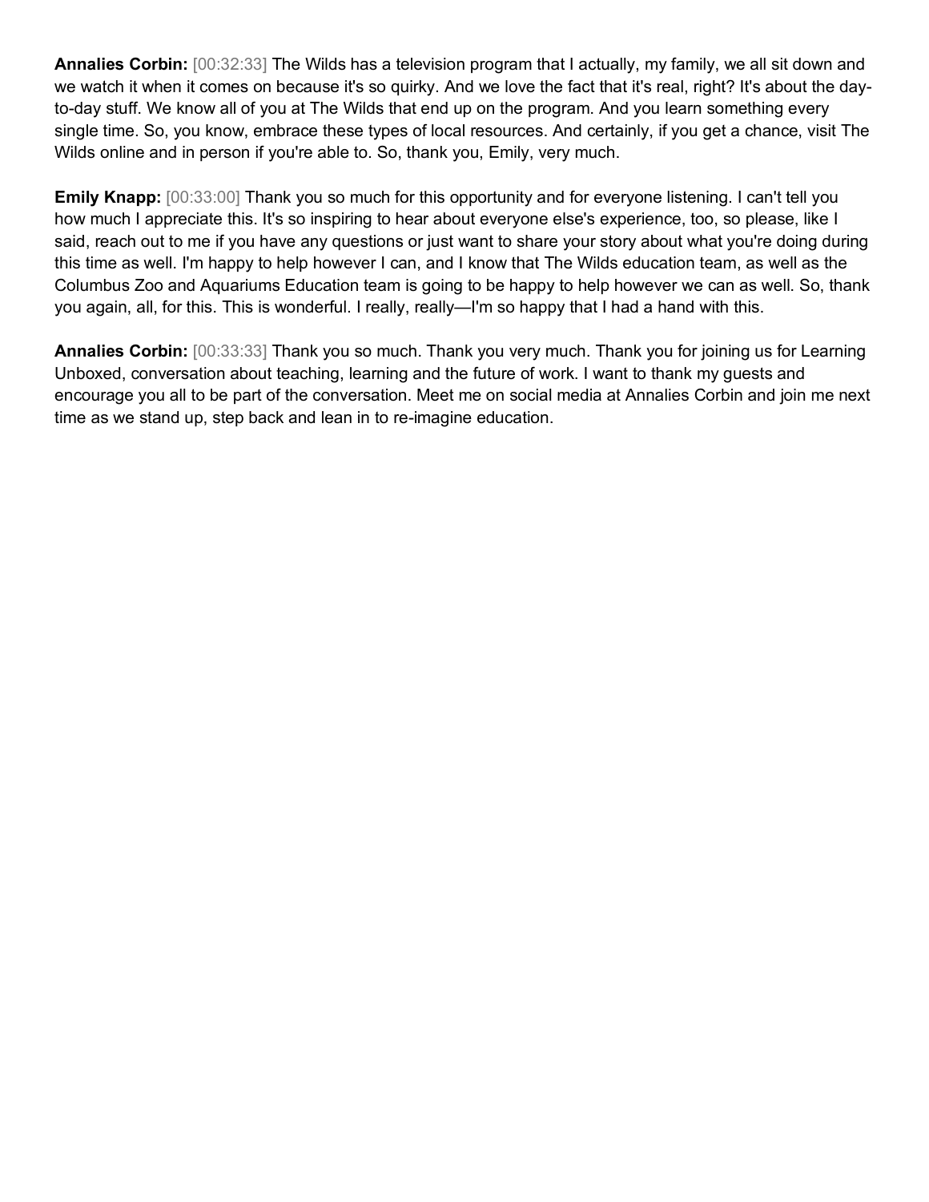**Annalies Corbin:** [00:32:33] The Wilds has a television program that I actually, my family, we all sit down and we watch it when it comes on because it's so quirky. And we love the fact that it's real, right? It's about the day-to-day stuff. We know all of you at The Wilds that end up on the program. And you learn something every single time. So, you know, embrace these types of local resources. And certainly, if you get a chance, visit The Wilds online and in person if you're able to. So, thank you, Emily, very much.

**Emily Knapp:** [00:33:00] Thank you so much for this opportunity and for everyone listening. I can't tell you how much I appreciate this. It's so inspiring to hear about everyone else's experience, too, so please, like I said, reach out to me if you have any questions or just want to share your story about what you're doing during this time as well. I'm happy to help however I can, and I know that The Wilds education team, as well as the Columbus Zoo and Aquariums Education team is going to be happy to help however we can as well. So, thank you again, all, for this. This is wonderful. I really, really—I'm so happy that I had a hand with this.

**Annalies Corbin:** [00:33:33] Thank you so much. Thank you very much. Thank you for joining us for Learning Unboxed, conversation about teaching, learning and the future of work. I want to thank my guests and encourage you all to be part of the conversation. Meet me on social media at Annalies Corbin and join me next time as we stand up, step back and lean in to re-imagine education.